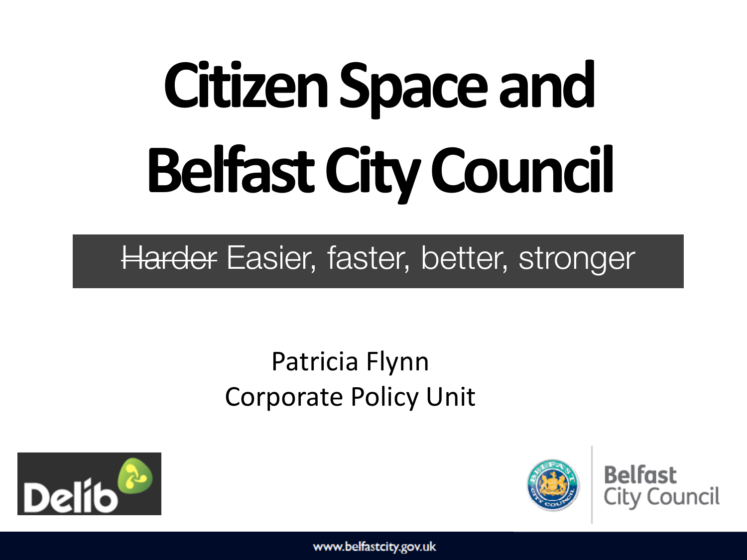# Citizen Space and Belfast City Council

~~Harder~~ Easier, faster, better, stronger

Patricia Flynn
Corporate Policy Unit

www.belfastcity.gov.uk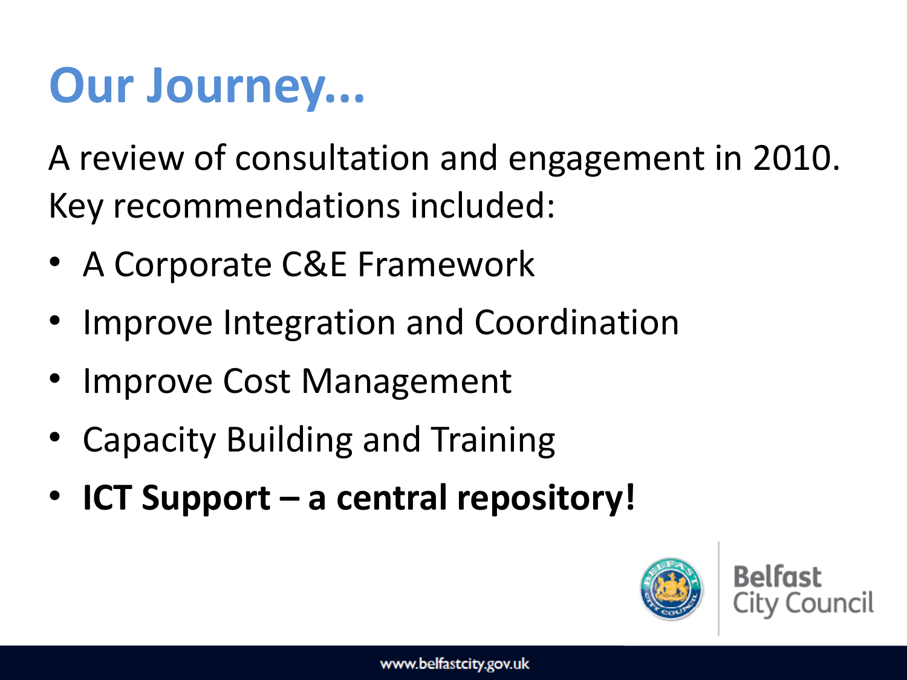# Our Journey...

A review of consultation and engagement in 2010. Key recommendations included:

- A Corporate C&E Framework
- Improve Integration and Coordination
- Improve Cost Management
- Capacity Building and Training
- **ICT Support – a central repository!**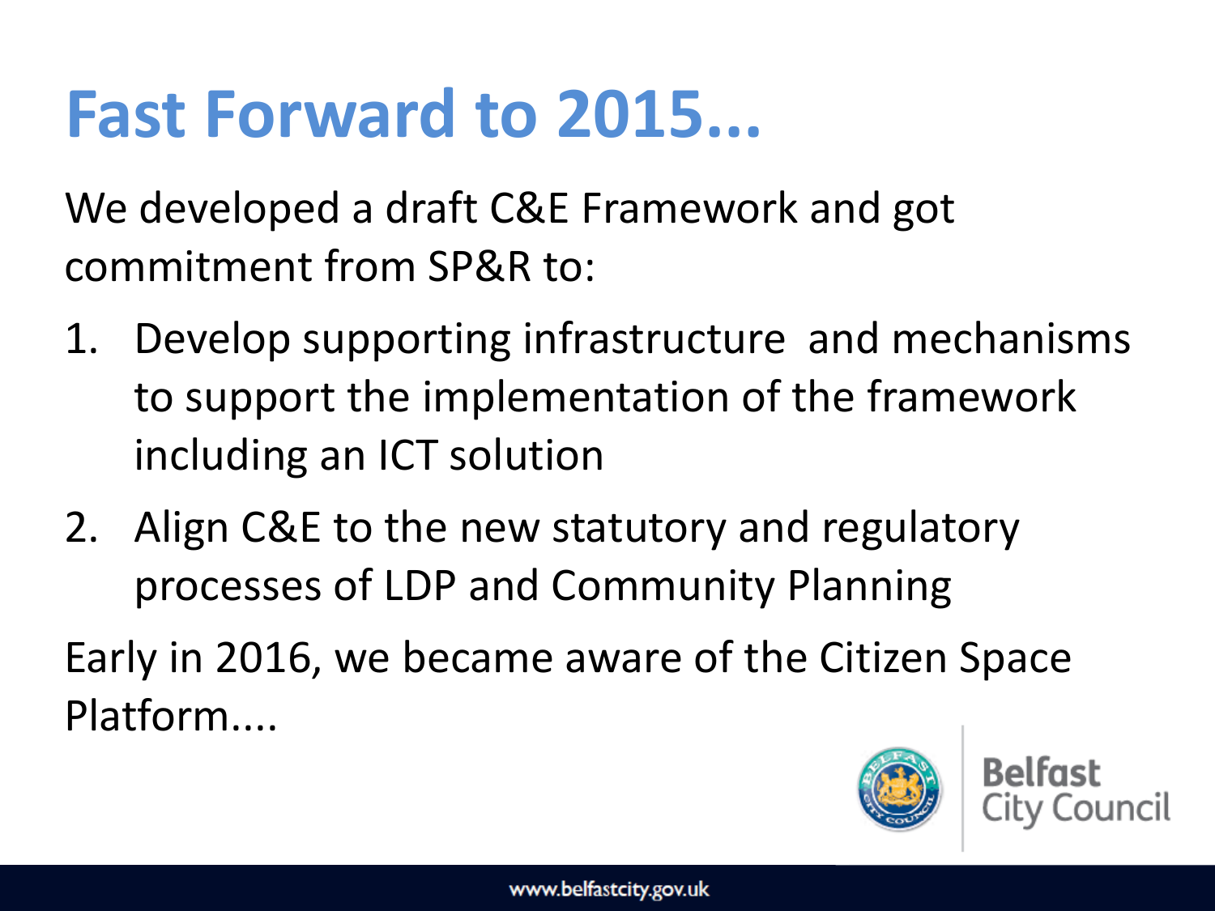# Fast Forward to 2015...

We developed a draft C&E Framework and got commitment from SP&R to:

1. Develop supporting infrastructure and mechanisms to support the implementation of the framework including an ICT solution
2. Align C&E to the new statutory and regulatory processes of LDP and Community Planning

Early in 2016, we became aware of the Citizen Space Platform....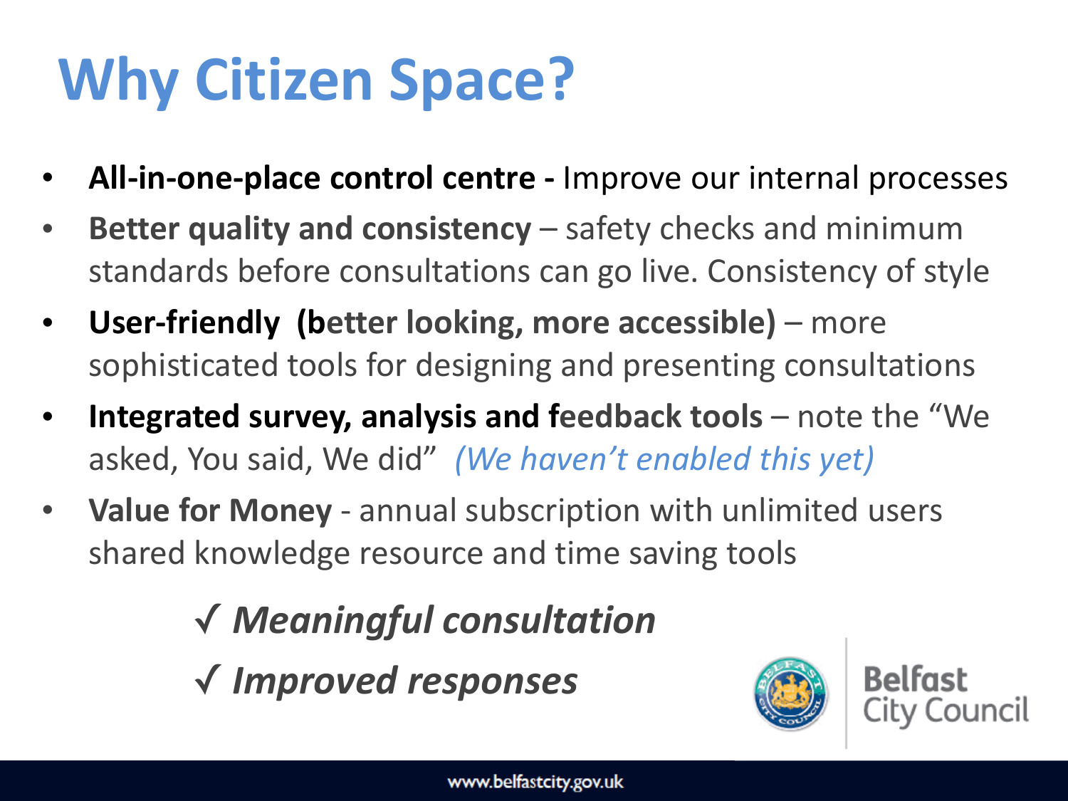# Why Citizen Space?

- **All-in-one-place control centre -** Improve our internal processes
- **Better quality and consistency** – safety checks and minimum standards before consultations can go live. Consistency of style
- **User-friendly (better looking, more accessible)** – more sophisticated tools for designing and presenting consultations
- **Integrated survey, analysis and feedback tools** – note the "We asked, You said, We did" *(We haven't enabled this yet)*
- **Value for Money** - annual subscription with unlimited users shared knowledge resource and time saving tools

***√ Meaningful consultation***

***√ Improved responses***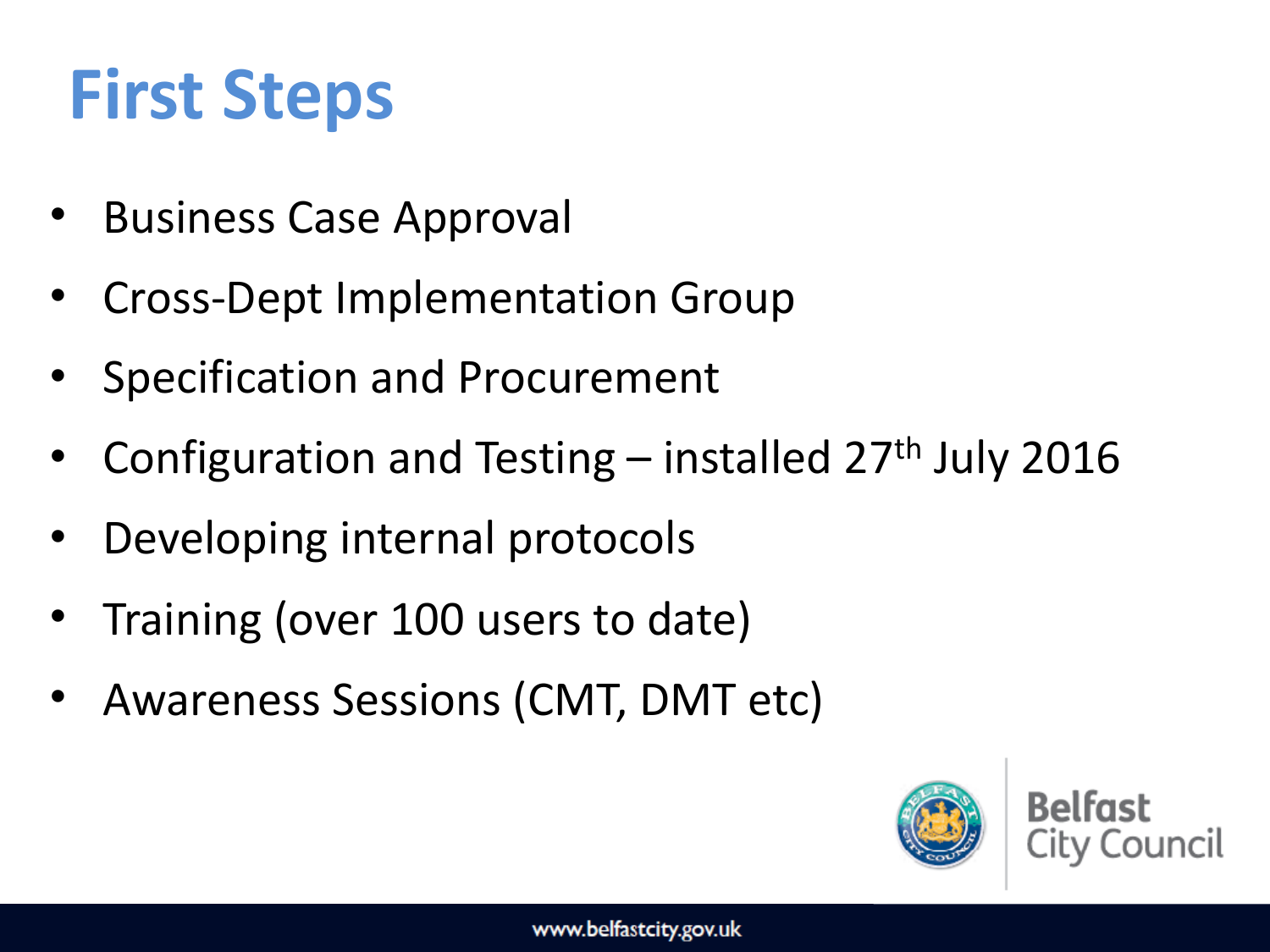# First Steps

- Business Case Approval
- Cross-Dept Implementation Group
- Specification and Procurement
- Configuration and Testing – installed 27th July 2016
- Developing internal protocols
- Training (over 100 users to date)
- Awareness Sessions (CMT, DMT etc)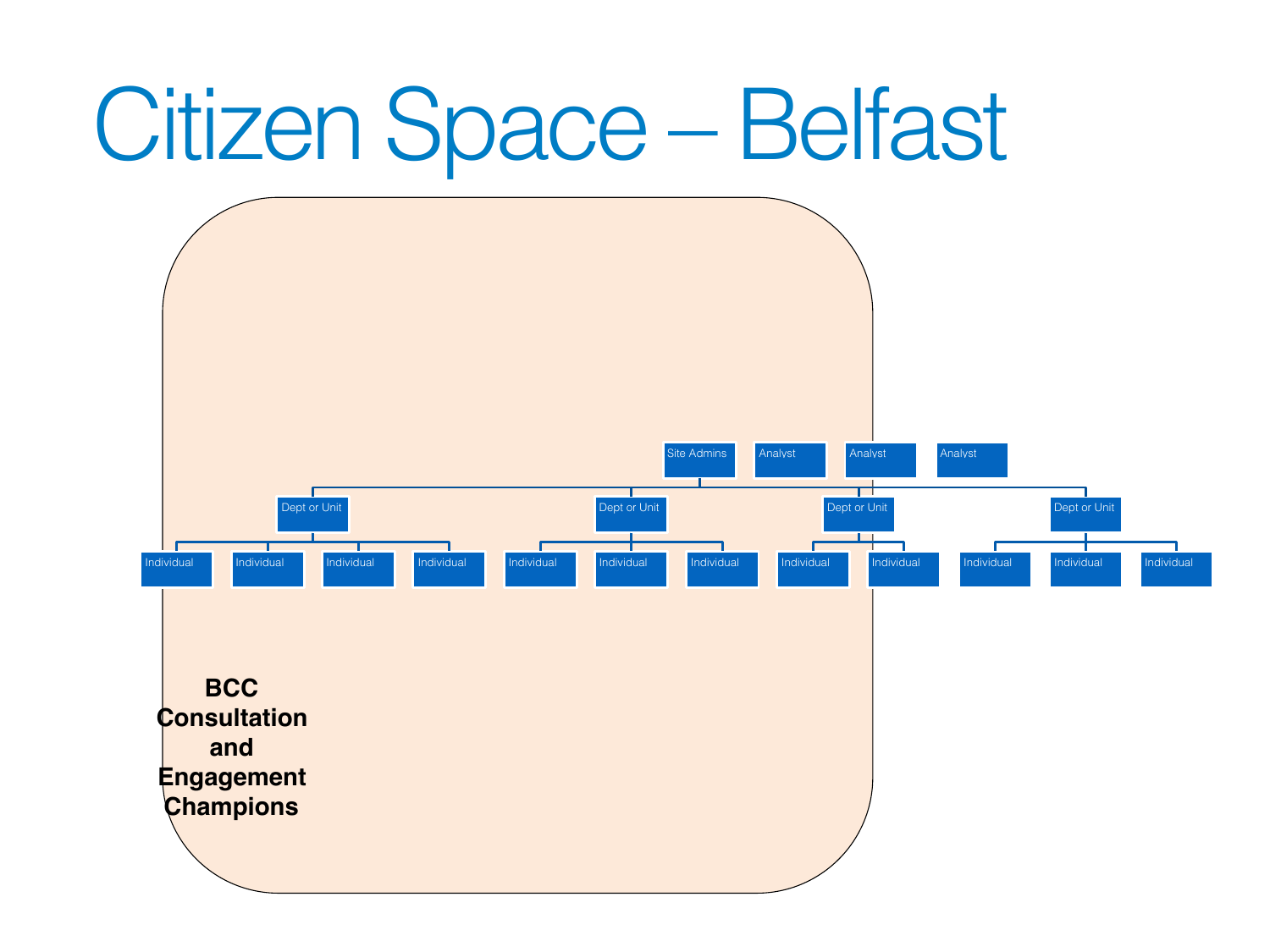# Citizen Space – Belfast

Site Admins

Analyst

Analyst

Analyst

- Dept or Unit
  - Individual
  - Individual
  - Individual
  - Individual
- Dept or Unit
  - Individual
  - Individual
  - Individual
- Dept or Unit
  - Individual
  - Individual
- Dept or Unit
  - Individual
  - Individual
  - Individual

**BCC Consultation and Engagement Champions**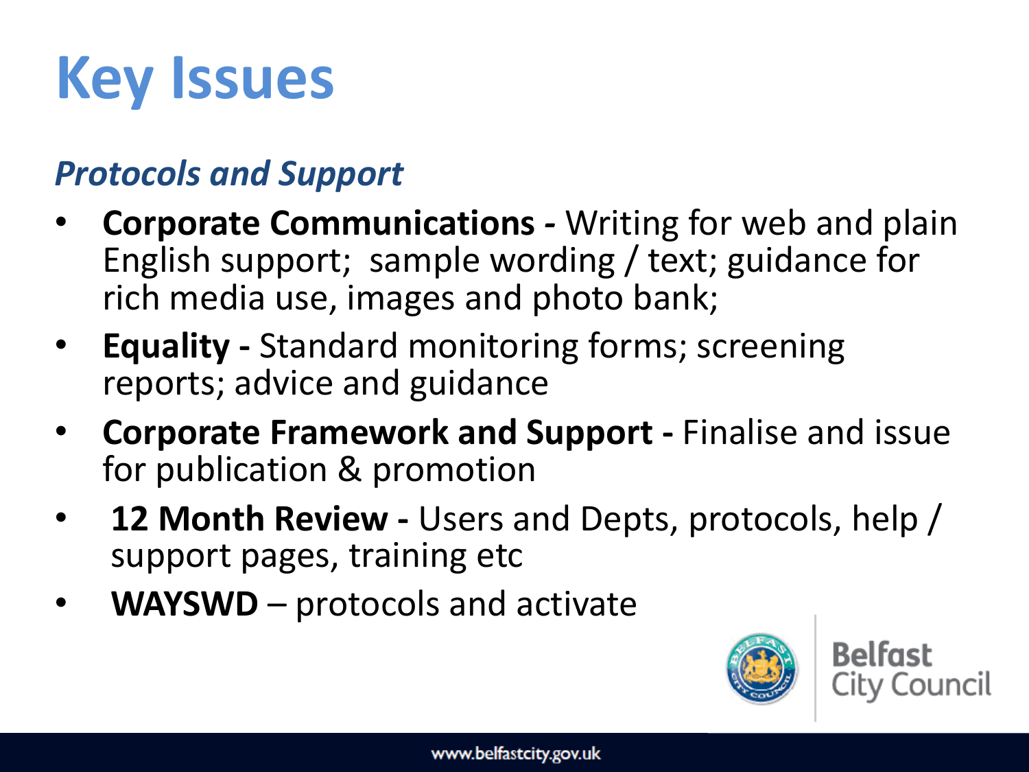# Key Issues

## *Protocols and Support*

- **Corporate Communications -** Writing for web and plain English support; sample wording / text; guidance for rich media use, images and photo bank;
- **Equality -** Standard monitoring forms; screening reports; advice and guidance
- **Corporate Framework and Support -** Finalise and issue for publication & promotion
- **12 Month Review -** Users and Depts, protocols, help / support pages, training etc
- **WAYSWD** – protocols and activate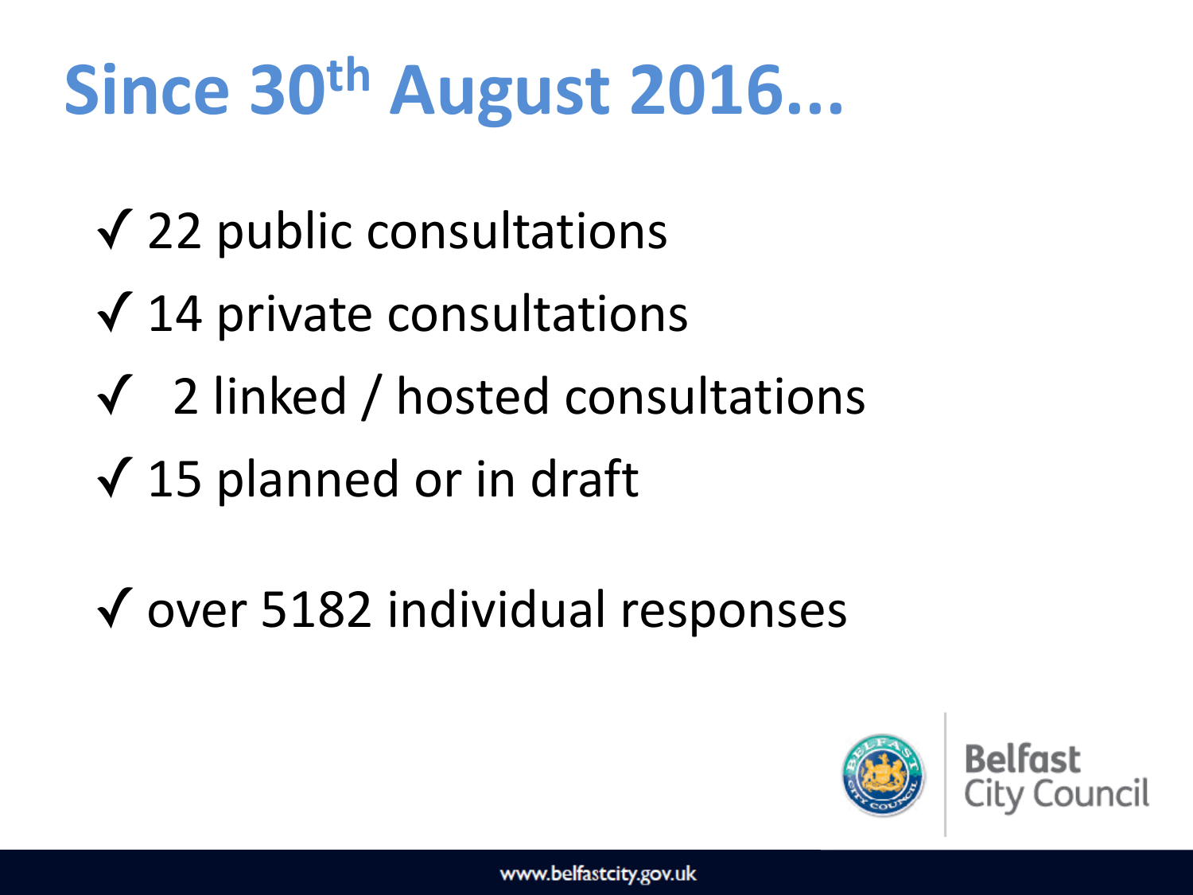# Since 30th August 2016...

- ✓ 22 public consultations
- ✓ 14 private consultations
- ✓ 2 linked / hosted consultations
- ✓ 15 planned or in draft

- ✓ over 5182 individual responses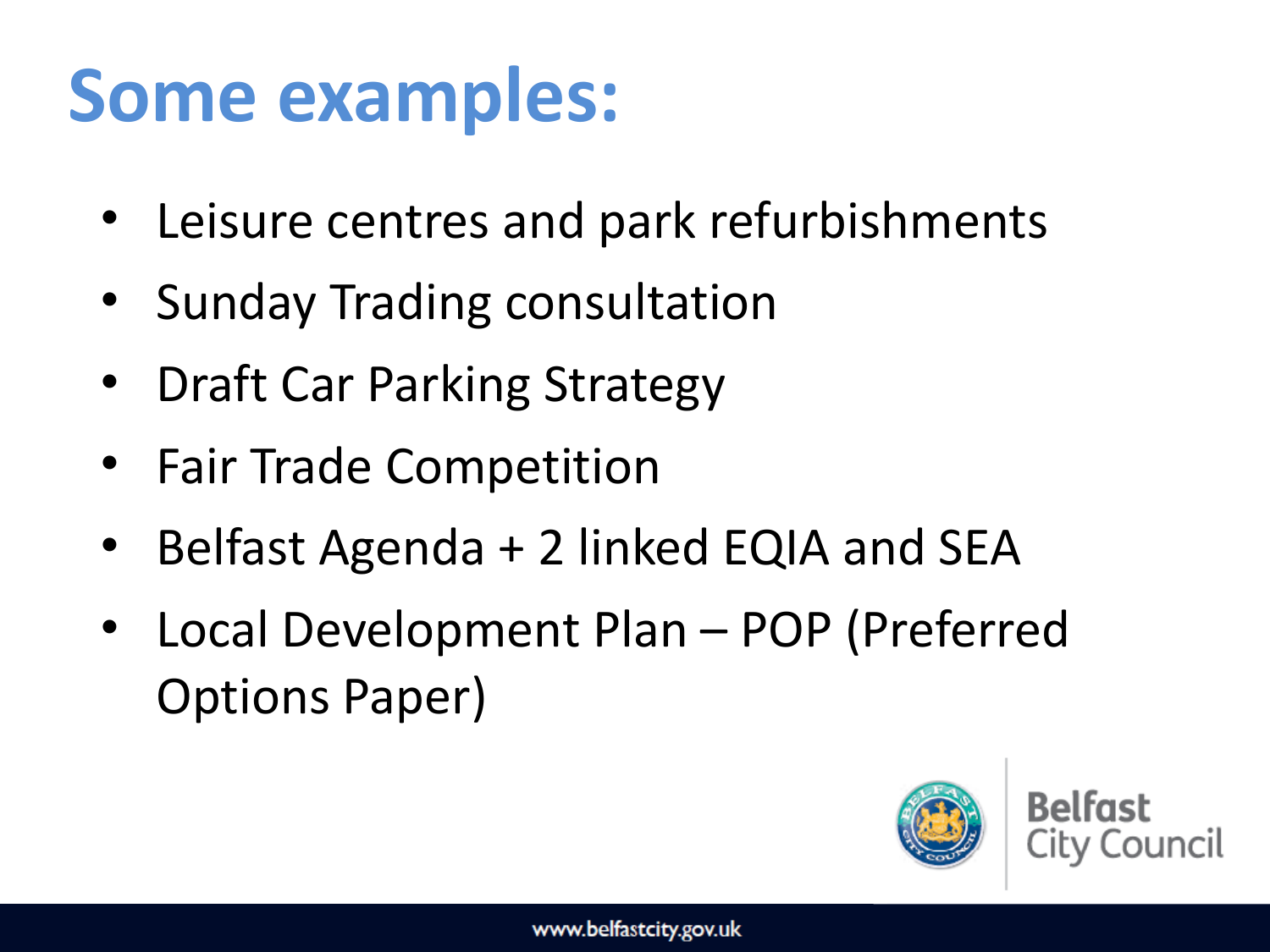# Some examples:

- Leisure centres and park refurbishments
- Sunday Trading consultation
- Draft Car Parking Strategy
- Fair Trade Competition
- Belfast Agenda + 2 linked EQIA and SEA
- Local Development Plan – POP (Preferred Options Paper)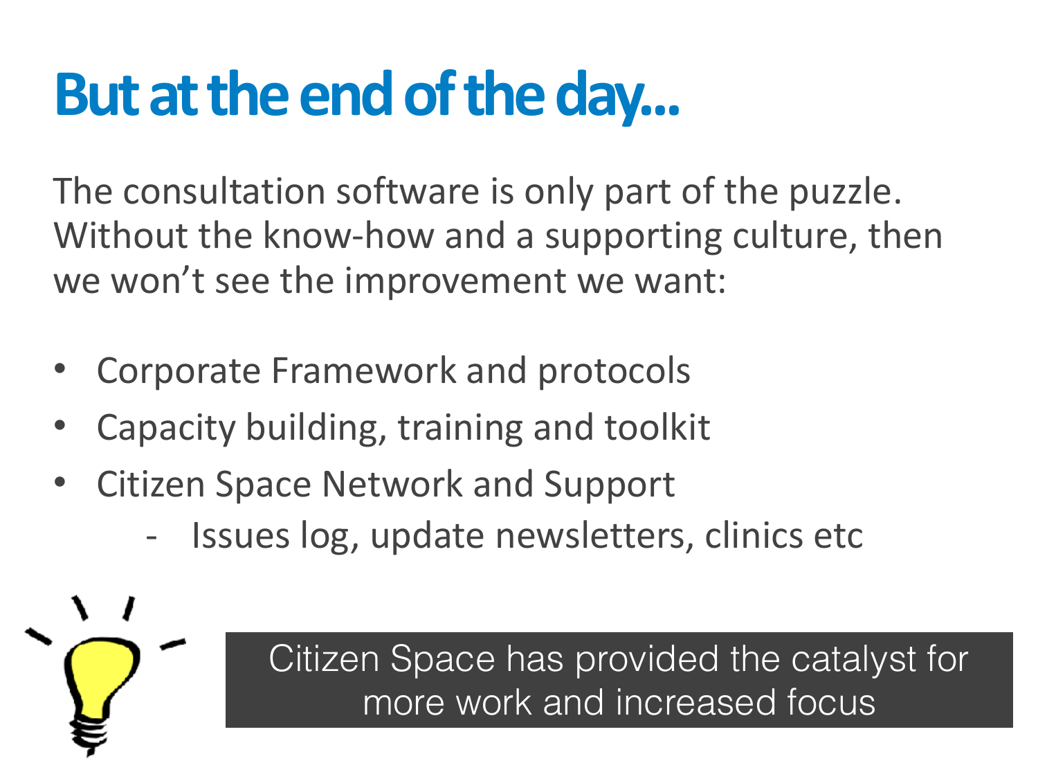# But at the end of the day...

The consultation software is only part of the puzzle. Without the know-how and a supporting culture, then we won't see the improvement we want:

- Corporate Framework and protocols
- Capacity building, training and toolkit
- Citizen Space Network and Support
  - Issues log, update newsletters, clinics etc

Citizen Space has provided the catalyst for more work and increased focus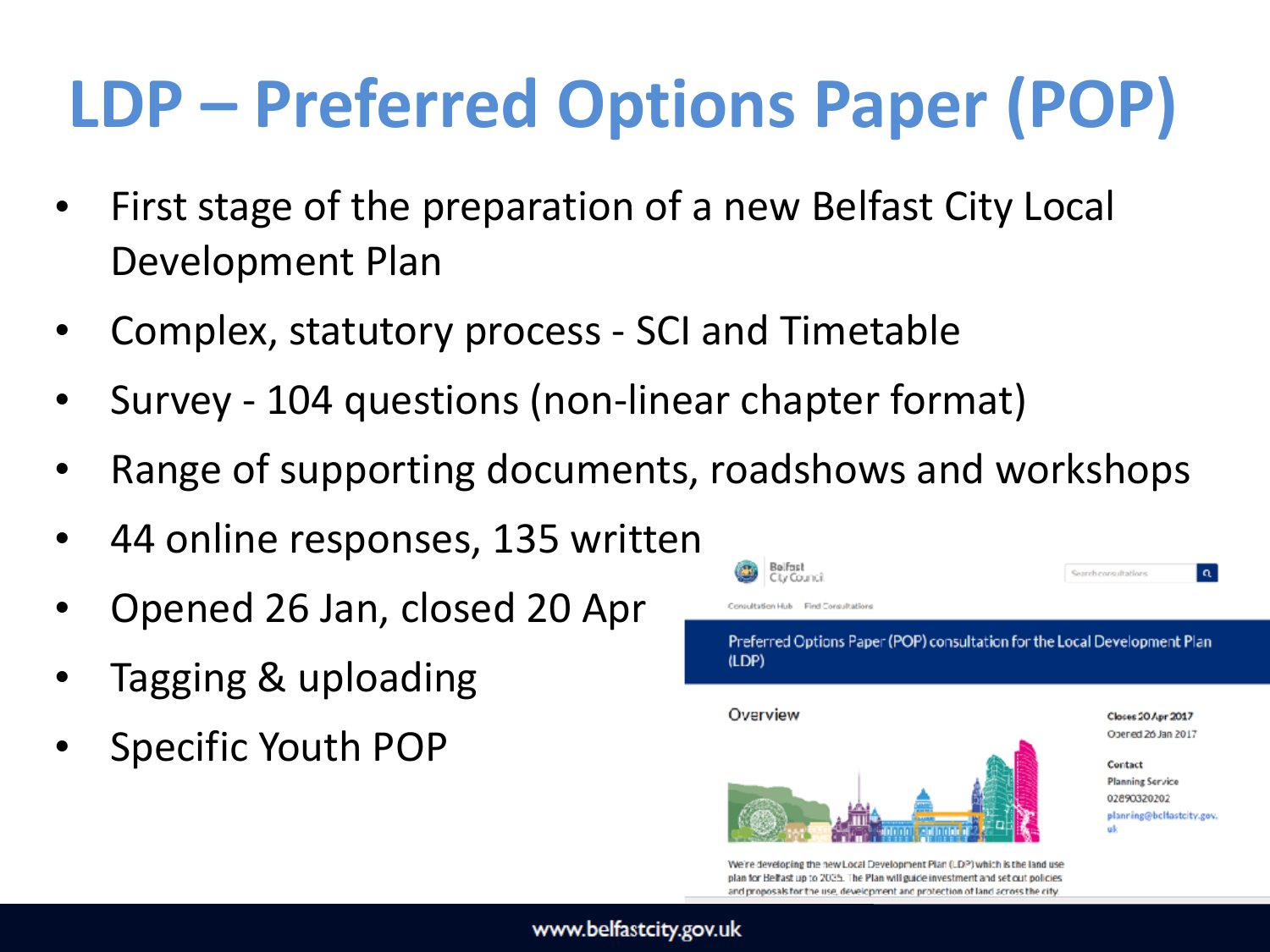# LDP – Preferred Options Paper (POP)

- First stage of the preparation of a new Belfast City Local Development Plan
- Complex, statutory process - SCI and Timetable
- Survey - 104 questions (non-linear chapter format)
- Range of supporting documents, roadshows and workshops
- 44 online responses, 135 written
- Opened 26 Jan, closed 20 Apr
- Tagging & uploading
- Specific Youth POP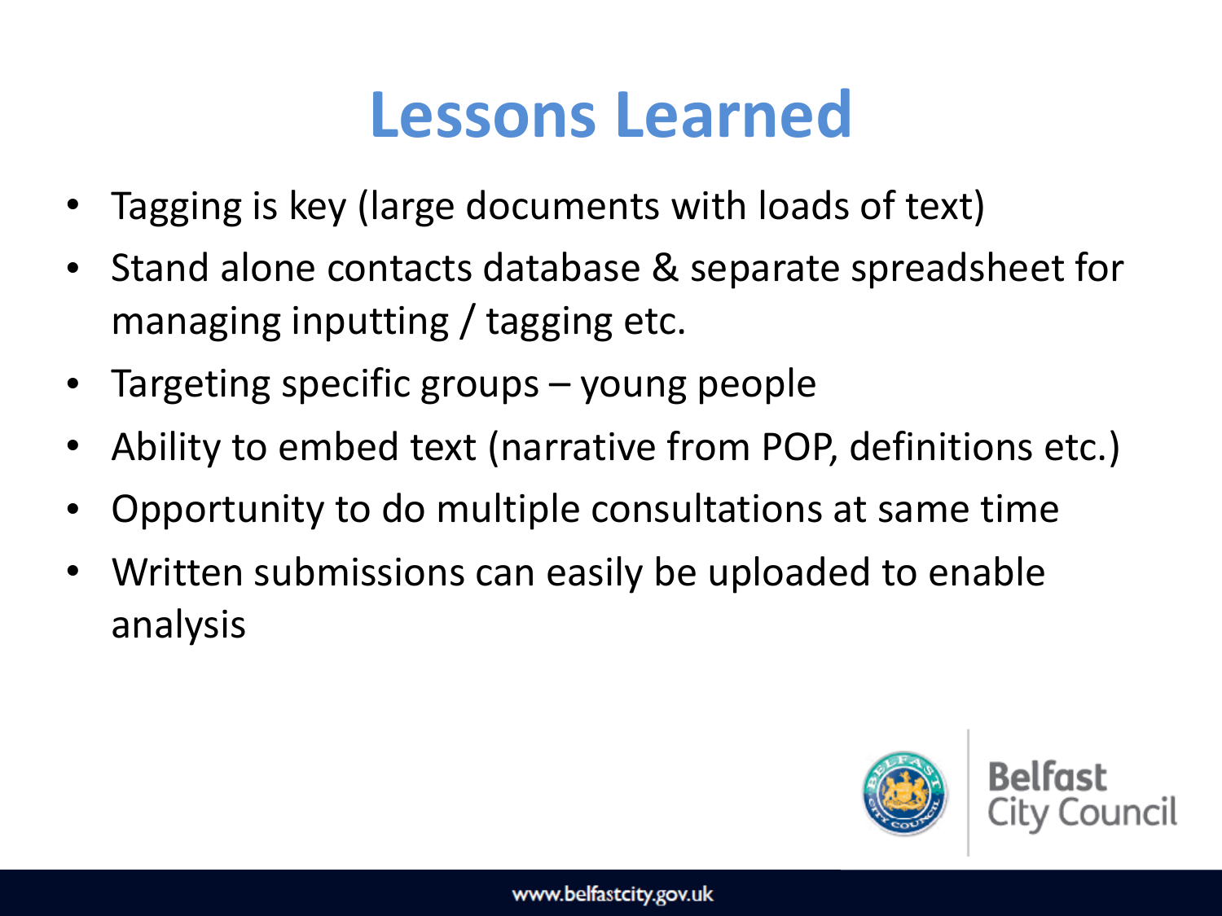# Lessons Learned

- Tagging is key (large documents with loads of text)
- Stand alone contacts database & separate spreadsheet for managing inputting / tagging etc.
- Targeting specific groups – young people
- Ability to embed text (narrative from POP, definitions etc.)
- Opportunity to do multiple consultations at same time
- Written submissions can easily be uploaded to enable analysis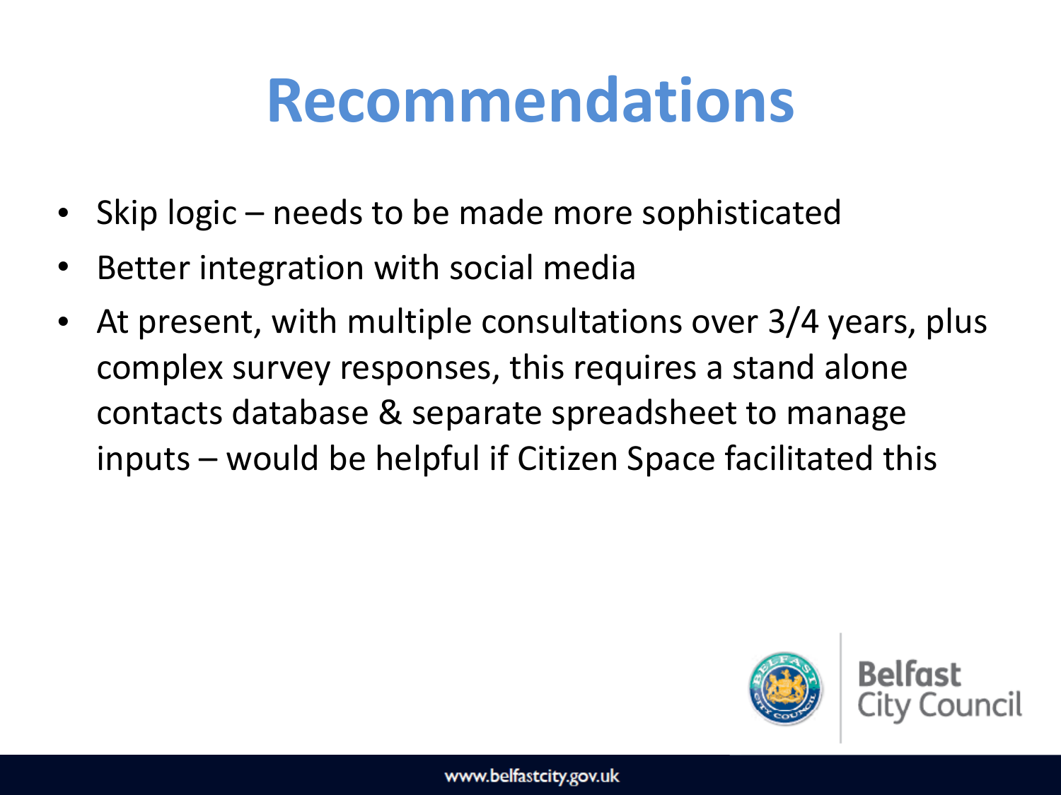# Recommendations

- Skip logic – needs to be made more sophisticated
- Better integration with social media
- At present, with multiple consultations over 3/4 years, plus complex survey responses, this requires a stand alone contacts database & separate spreadsheet to manage inputs – would be helpful if Citizen Space facilitated this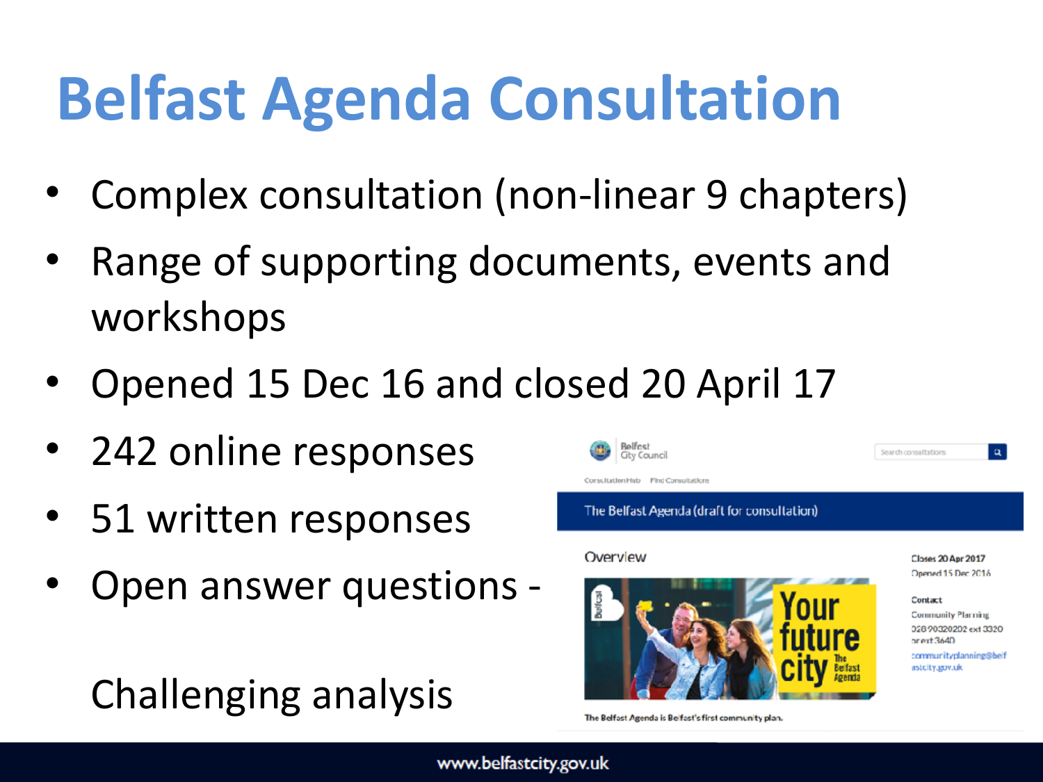# Belfast Agenda Consultation

- Complex consultation (non-linear 9 chapters)
- Range of supporting documents, events and workshops
- Opened 15 Dec 16 and closed 20 April 17
- 242 online responses
- 51 written responses
- Open answer questions -

  Challenging analysis